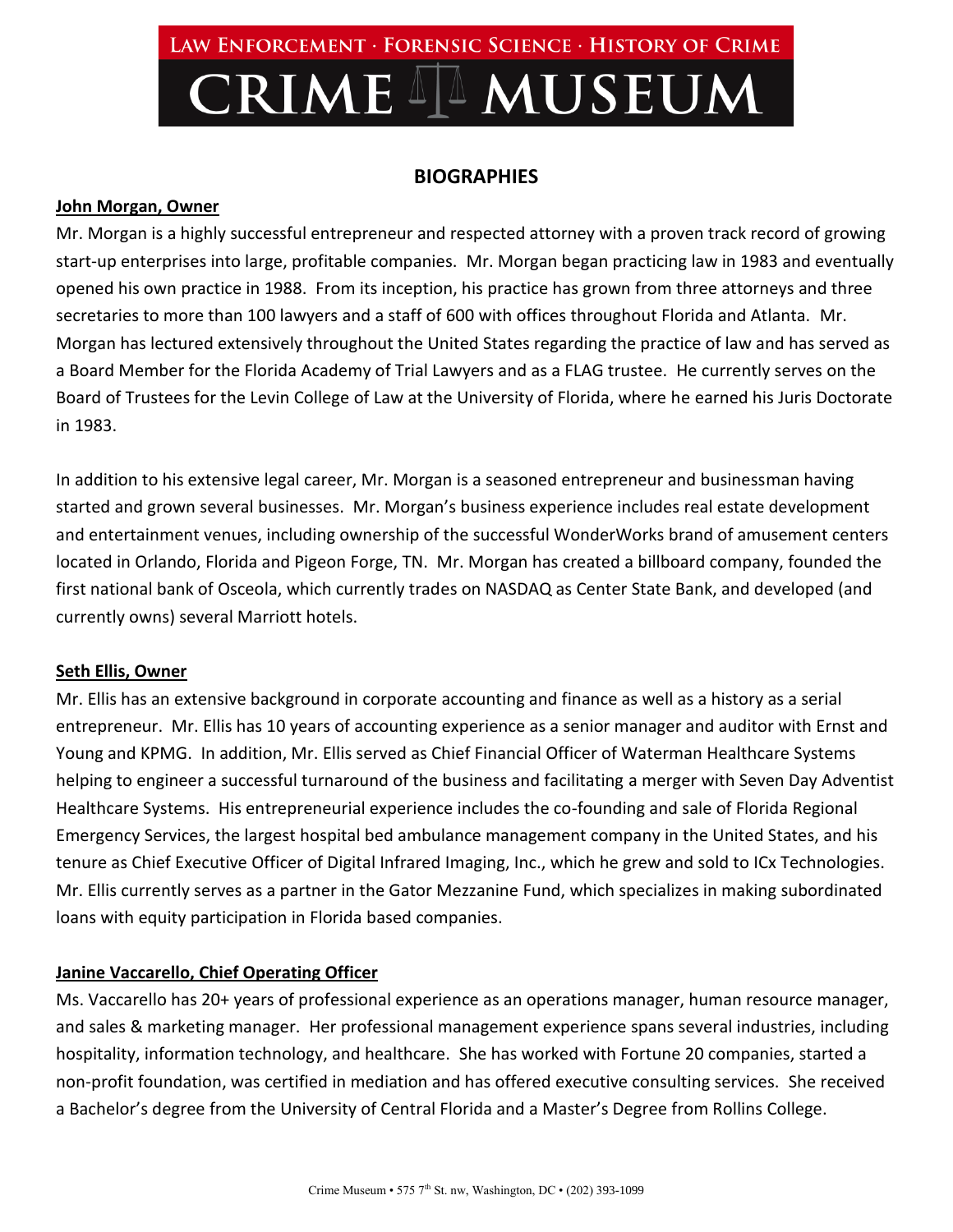LAW ENFORCEMENT · FORENSIC SCIENCE · HISTORY OF CRIME

# CRIME MUSEUM

## BIOGRAPHIES

**John Morgan, Owner**

Mr. Morgan is a highly successful entrepreneur and respected attorney with a proven track record of growing start-up enterprises into large, profitable companies. Mr. Morgan began practicing law in 1983 and eventually opened his own practice in 1988. From its inception, his practice has grown from three attorneys and three secretaries to more than 100 lawyers and a staff of 600 with offices throughout Florida and Atlanta. Mr. Morgan has lectured extensively throughout the United States regarding the practice of law and has served as a Board Member for the Florida Academy of Trial Lawyers and as a FLAG trustee. He currently serves on the Board of Trustees for the Levin College of Law at the University of Florida, where he earned his Juris Doctorate in 1983.

In addition to his extensive legal career, Mr. Morgan is a seasoned entrepreneur and businessman having started and grown several businesses. Mr. Morgan's business experience includes real estate development and entertainment venues, including ownership of the successful WonderWorks brand of amusement centers located in Orlando, Florida and Pigeon Forge, TN. Mr. Morgan has created a billboard company, founded the first national bank of Osceola, which currently trades on NASDAQ as Center State Bank, and developed (and currently owns) several Marriott hotels.

**Seth Ellis, Owner**

Mr. Ellis has an extensive background in corporate accounting and finance as well as a history as a serial entrepreneur. Mr. Ellis has 10 years of accounting experience as a senior manager and auditor with Ernst and Young and KPMG. In addition, Mr. Ellis served as Chief Financial Officer of Waterman Healthcare Systems helping to engineer a successful turnaround of the business and facilitating a merger with Seven Day Adventist Healthcare Systems. His entrepreneurial experience includes the co-founding and sale of Florida Regional Emergency Services, the largest hospital bed ambulance management company in the United States, and his tenure as Chief Executive Officer of Digital Infrared Imaging, Inc., which he grew and sold to ICx Technologies. Mr. Ellis currently serves as a partner in the Gator Mezzanine Fund, which specializes in making subordinated loans with equity participation in Florida based companies.

**Janine Vaccarello, Chief Operating Officer**

Ms. Vaccarello has 20+ years of professional experience as an operations manager, human resource manager, and sales & marketing manager. Her professional management experience spans several industries, including hospitality, information technology, and healthcare. She has worked with Fortune 20 companies, started a non-profit foundation, was certified in mediation and has offered executive consulting services. She received a Bachelor's degree from the University of Central Florida and a Master's Degree from Rollins College.

Crime Museum • 575 7th St. nw, Washington, DC • (202) 393-1099